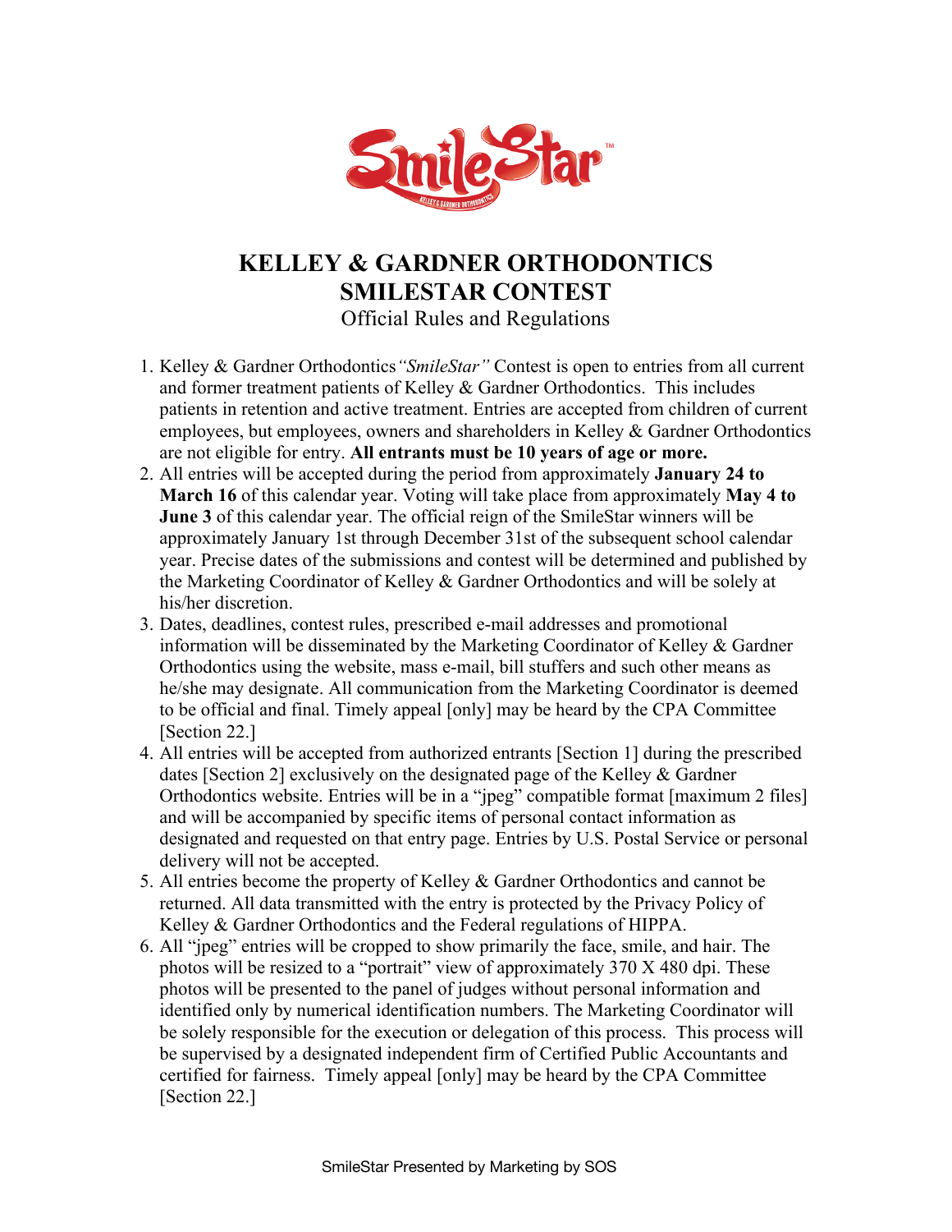# KELLEY & GARDNER ORTHODONTICS
# SMILESTAR CONTEST

Official Rules and Regulations

1. Kelley & Gardner Orthodontics *"SmileStar"* Contest is open to entries from all current and former treatment patients of Kelley & Gardner Orthodontics. This includes patients in retention and active treatment. Entries are accepted from children of current employees, but employees, owners and shareholders in Kelley & Gardner Orthodontics are not eligible for entry. **All entrants must be 10 years of age or more.**
2. All entries will be accepted during the period from approximately **January 24 to March 16** of this calendar year. Voting will take place from approximately **May 4 to June 3** of this calendar year. The official reign of the SmileStar winners will be approximately January 1st through December 31st of the subsequent school calendar year. Precise dates of the submissions and contest will be determined and published by the Marketing Coordinator of Kelley & Gardner Orthodontics and will be solely at his/her discretion.
3. Dates, deadlines, contest rules, prescribed e-mail addresses and promotional information will be disseminated by the Marketing Coordinator of Kelley & Gardner Orthodontics using the website, mass e-mail, bill stuffers and such other means as he/she may designate. All communication from the Marketing Coordinator is deemed to be official and final. Timely appeal [only] may be heard by the CPA Committee [Section 22.]
4. All entries will be accepted from authorized entrants [Section 1] during the prescribed dates [Section 2] exclusively on the designated page of the Kelley & Gardner Orthodontics website. Entries will be in a "jpeg" compatible format [maximum 2 files] and will be accompanied by specific items of personal contact information as designated and requested on that entry page. Entries by U.S. Postal Service or personal delivery will not be accepted.
5. All entries become the property of Kelley & Gardner Orthodontics and cannot be returned. All data transmitted with the entry is protected by the Privacy Policy of Kelley & Gardner Orthodontics and the Federal regulations of HIPPA.
6. All "jpeg" entries will be cropped to show primarily the face, smile, and hair. The photos will be resized to a "portrait" view of approximately 370 X 480 dpi. These photos will be presented to the panel of judges without personal information and identified only by numerical identification numbers. The Marketing Coordinator will be solely responsible for the execution or delegation of this process. This process will be supervised by a designated independent firm of Certified Public Accountants and certified for fairness. Timely appeal [only] may be heard by the CPA Committee [Section 22.]

SmileStar Presented by Marketing by SOS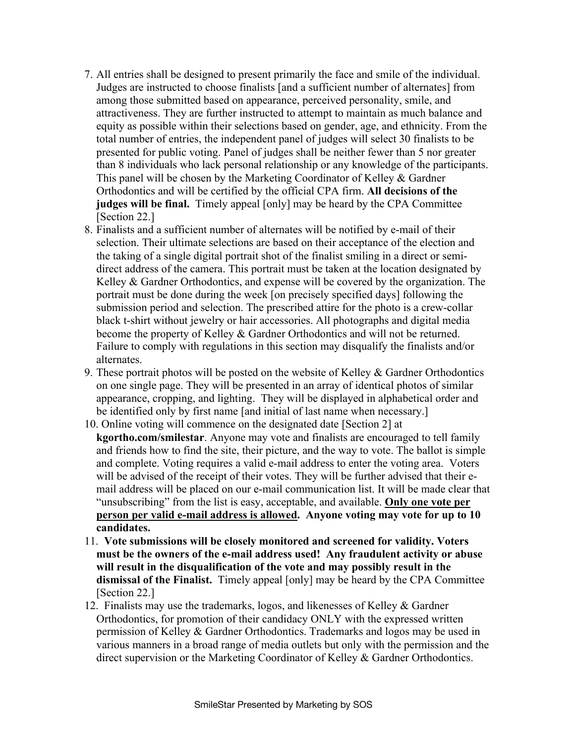7. All entries shall be designed to present primarily the face and smile of the individual. Judges are instructed to choose finalists [and a sufficient number of alternates] from among those submitted based on appearance, perceived personality, smile, and attractiveness. They are further instructed to attempt to maintain as much balance and equity as possible within their selections based on gender, age, and ethnicity. From the total number of entries, the independent panel of judges will select 30 finalists to be presented for public voting. Panel of judges shall be neither fewer than 5 nor greater than 8 individuals who lack personal relationship or any knowledge of the participants. This panel will be chosen by the Marketing Coordinator of Kelley & Gardner Orthodontics and will be certified by the official CPA firm. **All decisions of the judges will be final.** Timely appeal [only] may be heard by the CPA Committee [Section 22.]
8. Finalists and a sufficient number of alternates will be notified by e-mail of their selection. Their ultimate selections are based on their acceptance of the election and the taking of a single digital portrait shot of the finalist smiling in a direct or semi-direct address of the camera. This portrait must be taken at the location designated by Kelley & Gardner Orthodontics, and expense will be covered by the organization. The portrait must be done during the week [on precisely specified days] following the submission period and selection. The prescribed attire for the photo is a crew-collar black t-shirt without jewelry or hair accessories. All photographs and digital media become the property of Kelley & Gardner Orthodontics and will not be returned. Failure to comply with regulations in this section may disqualify the finalists and/or alternates.
9. These portrait photos will be posted on the website of Kelley & Gardner Orthodontics on one single page. They will be presented in an array of identical photos of similar appearance, cropping, and lighting. They will be displayed in alphabetical order and be identified only by first name [and initial of last name when necessary.]
10. Online voting will commence on the designated date [Section 2] at **kgortho.com/smilestar**. Anyone may vote and finalists are encouraged to tell family and friends how to find the site, their picture, and the way to vote. The ballot is simple and complete. Voting requires a valid e-mail address to enter the voting area. Voters will be advised of the receipt of their votes. They will be further advised that their e-mail address will be placed on our e-mail communication list. It will be made clear that "unsubscribing" from the list is easy, acceptable, and available. **<u>Only one vote per person per valid e-mail address is allowed</u>. Anyone voting may vote for up to 10 candidates.**
11. **Vote submissions will be closely monitored and screened for validity. Voters must be the owners of the e-mail address used! Any fraudulent activity or abuse will result in the disqualification of the vote and may possibly result in the dismissal of the Finalist.** Timely appeal [only] may be heard by the CPA Committee [Section 22.]
12. Finalists may use the trademarks, logos, and likenesses of Kelley & Gardner Orthodontics, for promotion of their candidacy ONLY with the expressed written permission of Kelley & Gardner Orthodontics. Trademarks and logos may be used in various manners in a broad range of media outlets but only with the permission and the direct supervision or the Marketing Coordinator of Kelley & Gardner Orthodontics.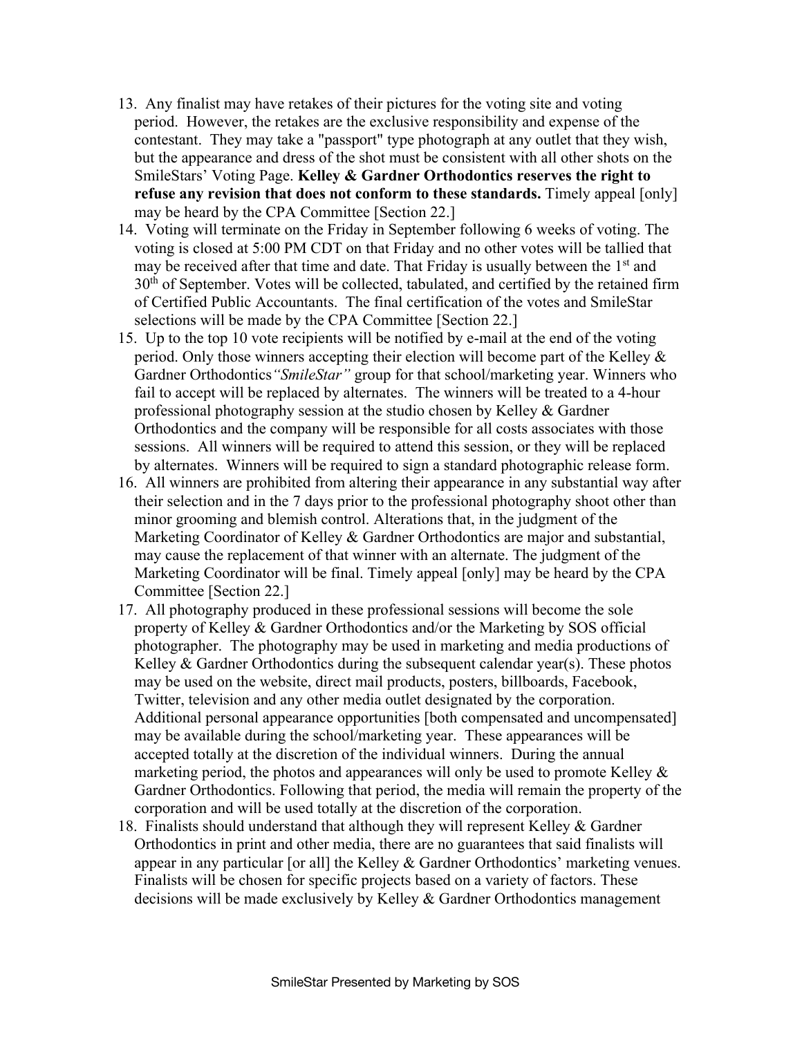13. Any finalist may have retakes of their pictures for the voting site and voting period. However, the retakes are the exclusive responsibility and expense of the contestant. They may take a "passport" type photograph at any outlet that they wish, but the appearance and dress of the shot must be consistent with all other shots on the SmileStars' Voting Page. **Kelley & Gardner Orthodontics reserves the right to refuse any revision that does not conform to these standards.** Timely appeal [only] may be heard by the CPA Committee [Section 22.]
14. Voting will terminate on the Friday in September following 6 weeks of voting. The voting is closed at 5:00 PM CDT on that Friday and no other votes will be tallied that may be received after that time and date. That Friday is usually between the 1st and 30th of September. Votes will be collected, tabulated, and certified by the retained firm of Certified Public Accountants. The final certification of the votes and SmileStar selections will be made by the CPA Committee [Section 22.]
15. Up to the top 10 vote recipients will be notified by e-mail at the end of the voting period. Only those winners accepting their election will become part of the Kelley & Gardner Orthodontics *"SmileStar"* group for that school/marketing year. Winners who fail to accept will be replaced by alternates. The winners will be treated to a 4-hour professional photography session at the studio chosen by Kelley & Gardner Orthodontics and the company will be responsible for all costs associates with those sessions. All winners will be required to attend this session, or they will be replaced by alternates. Winners will be required to sign a standard photographic release form.
16. All winners are prohibited from altering their appearance in any substantial way after their selection and in the 7 days prior to the professional photography shoot other than minor grooming and blemish control. Alterations that, in the judgment of the Marketing Coordinator of Kelley & Gardner Orthodontics are major and substantial, may cause the replacement of that winner with an alternate. The judgment of the Marketing Coordinator will be final. Timely appeal [only] may be heard by the CPA Committee [Section 22.]
17. All photography produced in these professional sessions will become the sole property of Kelley & Gardner Orthodontics and/or the Marketing by SOS official photographer. The photography may be used in marketing and media productions of Kelley & Gardner Orthodontics during the subsequent calendar year(s). These photos may be used on the website, direct mail products, posters, billboards, Facebook, Twitter, television and any other media outlet designated by the corporation. Additional personal appearance opportunities [both compensated and uncompensated] may be available during the school/marketing year. These appearances will be accepted totally at the discretion of the individual winners. During the annual marketing period, the photos and appearances will only be used to promote Kelley & Gardner Orthodontics. Following that period, the media will remain the property of the corporation and will be used totally at the discretion of the corporation.
18. Finalists should understand that although they will represent Kelley & Gardner Orthodontics in print and other media, there are no guarantees that said finalists will appear in any particular [or all] the Kelley & Gardner Orthodontics' marketing venues. Finalists will be chosen for specific projects based on a variety of factors. These decisions will be made exclusively by Kelley & Gardner Orthodontics management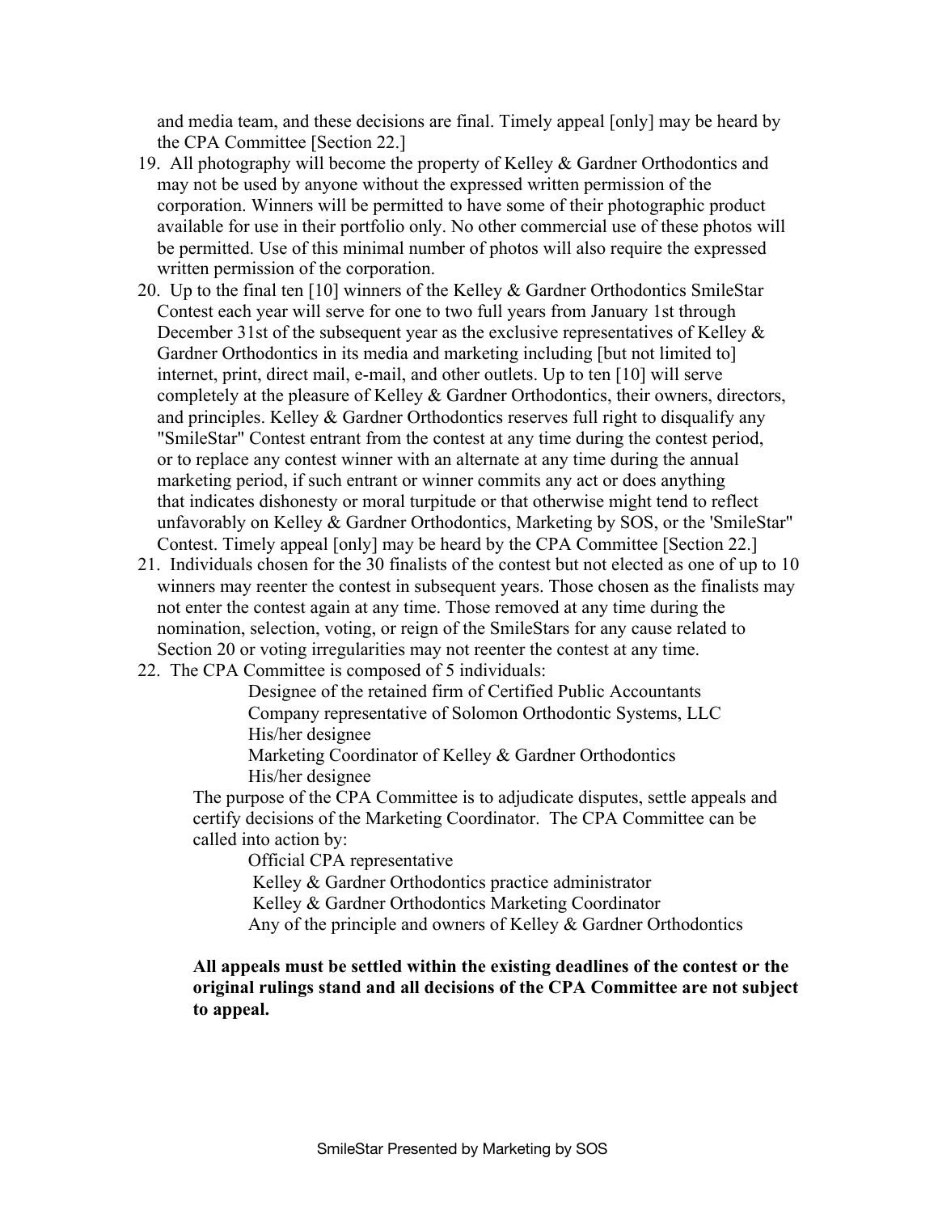and media team, and these decisions are final. Timely appeal [only] may be heard by the CPA Committee [Section 22.]

19. All photography will become the property of Kelley & Gardner Orthodontics and may not be used by anyone without the expressed written permission of the corporation. Winners will be permitted to have some of their photographic product available for use in their portfolio only. No other commercial use of these photos will be permitted. Use of this minimal number of photos will also require the expressed written permission of the corporation.
20. Up to the final ten [10] winners of the Kelley & Gardner Orthodontics SmileStar Contest each year will serve for one to two full years from January 1st through December 31st of the subsequent year as the exclusive representatives of Kelley & Gardner Orthodontics in its media and marketing including [but not limited to] internet, print, direct mail, e-mail, and other outlets. Up to ten [10] will serve completely at the pleasure of Kelley & Gardner Orthodontics, their owners, directors, and principles. Kelley & Gardner Orthodontics reserves full right to disqualify any "SmileStar" Contest entrant from the contest at any time during the contest period, or to replace any contest winner with an alternate at any time during the annual marketing period, if such entrant or winner commits any act or does anything that indicates dishonesty or moral turpitude or that otherwise might tend to reflect unfavorably on Kelley & Gardner Orthodontics, Marketing by SOS, or the 'SmileStar" Contest. Timely appeal [only] may be heard by the CPA Committee [Section 22.]
21. Individuals chosen for the 30 finalists of the contest but not elected as one of up to 10 winners may reenter the contest in subsequent years. Those chosen as the finalists may not enter the contest again at any time. Those removed at any time during the nomination, selection, voting, or reign of the SmileStars for any cause related to Section 20 or voting irregularities may not reenter the contest at any time.
22. The CPA Committee is composed of 5 individuals:

    Designee of the retained firm of Certified Public Accountants
    Company representative of Solomon Orthodontic Systems, LLC
    His/her designee
    Marketing Coordinator of Kelley & Gardner Orthodontics
    His/her designee

    The purpose of the CPA Committee is to adjudicate disputes, settle appeals and certify decisions of the Marketing Coordinator. The CPA Committee can be called into action by:

    Official CPA representative
    Kelley & Gardner Orthodontics practice administrator
    Kelley & Gardner Orthodontics Marketing Coordinator
    Any of the principle and owners of Kelley & Gardner Orthodontics

    **All appeals must be settled within the existing deadlines of the contest or the original rulings stand and all decisions of the CPA Committee are not subject to appeal.**